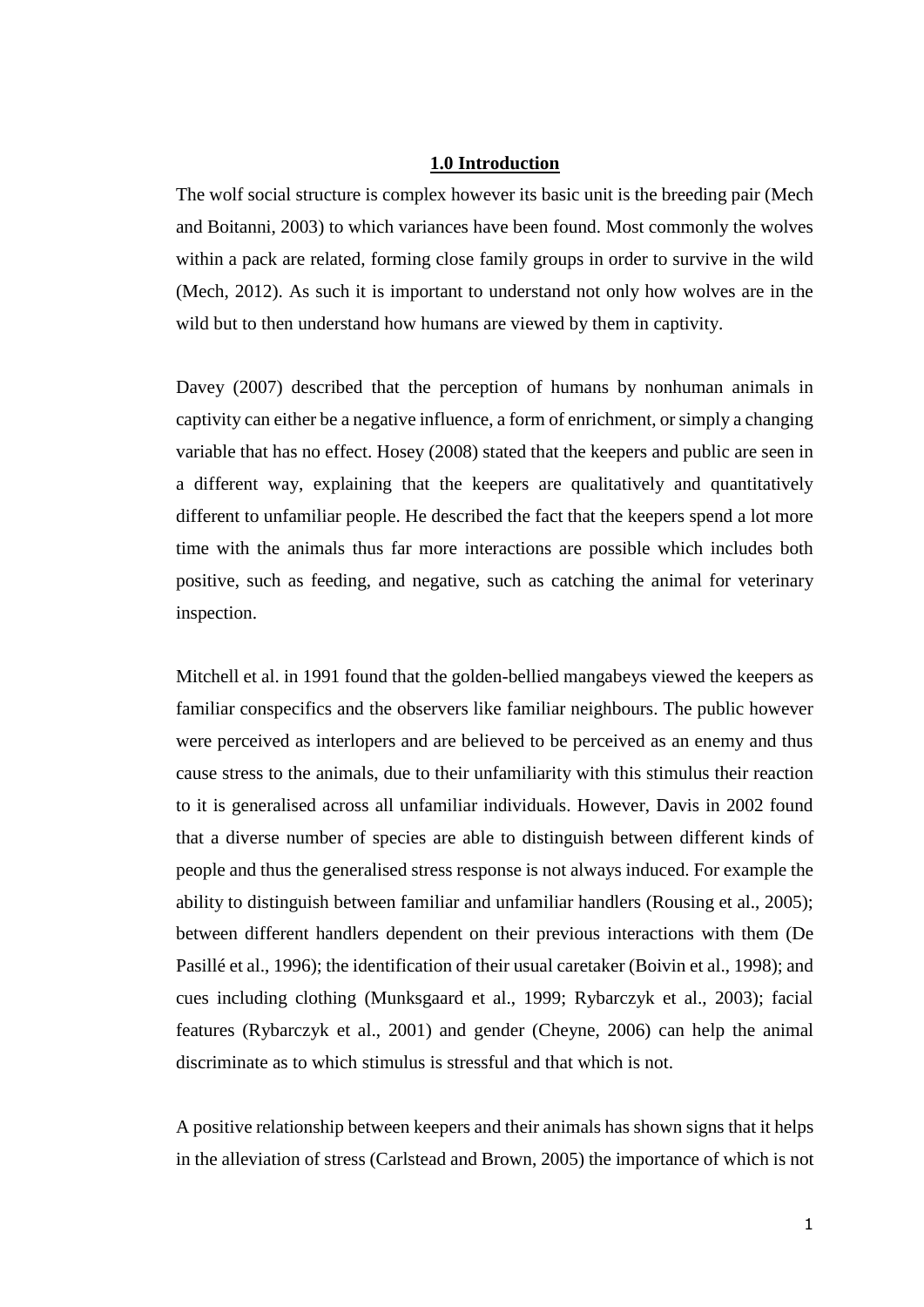# 1.0 Introduction

The wolf social structure is complex however its basic unit is the breeding pair (Mech and Boitanni, 2003) to which variances have been found. Most commonly the wolves within a pack are related, forming close family groups in order to survive in the wild (Mech, 2012). As such it is important to understand not only how wolves are in the wild but to then understand how humans are viewed by them in captivity.

Davey (2007) described that the perception of humans by nonhuman animals in captivity can either be a negative influence, a form of enrichment, or simply a changing variable that has no effect. Hosey (2008) stated that the keepers and public are seen in a different way, explaining that the keepers are qualitatively and quantitatively different to unfamiliar people. He described the fact that the keepers spend a lot more time with the animals thus far more interactions are possible which includes both positive, such as feeding, and negative, such as catching the animal for veterinary inspection.

Mitchell et al. in 1991 found that the golden-bellied mangabeys viewed the keepers as familiar conspecifics and the observers like familiar neighbours. The public however were perceived as interlopers and are believed to be perceived as an enemy and thus cause stress to the animals, due to their unfamiliarity with this stimulus their reaction to it is generalised across all unfamiliar individuals. However, Davis in 2002 found that a diverse number of species are able to distinguish between different kinds of people and thus the generalised stress response is not always induced. For example the ability to distinguish between familiar and unfamiliar handlers (Rousing et al., 2005); between different handlers dependent on their previous interactions with them (De Pasillé et al., 1996); the identification of their usual caretaker (Boivin et al., 1998); and cues including clothing (Munksgaard et al., 1999; Rybarczyk et al., 2003); facial features (Rybarczyk et al., 2001) and gender (Cheyne, 2006) can help the animal discriminate as to which stimulus is stressful and that which is not.

A positive relationship between keepers and their animals has shown signs that it helps in the alleviation of stress (Carlstead and Brown, 2005) the importance of which is not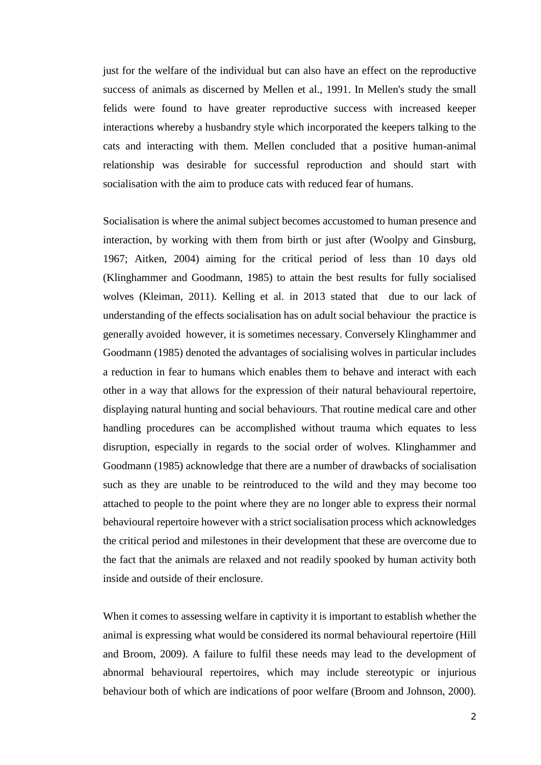just for the welfare of the individual but can also have an effect on the reproductive success of animals as discerned by Mellen et al., 1991. In Mellen's study the small felids were found to have greater reproductive success with increased keeper interactions whereby a husbandry style which incorporated the keepers talking to the cats and interacting with them. Mellen concluded that a positive human-animal relationship was desirable for successful reproduction and should start with socialisation with the aim to produce cats with reduced fear of humans.

Socialisation is where the animal subject becomes accustomed to human presence and interaction, by working with them from birth or just after (Woolpy and Ginsburg, 1967; Aitken, 2004) aiming for the critical period of less than 10 days old (Klinghammer and Goodmann, 1985) to attain the best results for fully socialised wolves (Kleiman, 2011). Kelling et al. in 2013 stated that due to our lack of understanding of the effects socialisation has on adult social behaviour the practice is generally avoided however, it is sometimes necessary. Conversely Klinghammer and Goodmann (1985) denoted the advantages of socialising wolves in particular includes a reduction in fear to humans which enables them to behave and interact with each other in a way that allows for the expression of their natural behavioural repertoire, displaying natural hunting and social behaviours. That routine medical care and other handling procedures can be accomplished without trauma which equates to less disruption, especially in regards to the social order of wolves. Klinghammer and Goodmann (1985) acknowledge that there are a number of drawbacks of socialisation such as they are unable to be reintroduced to the wild and they may become too attached to people to the point where they are no longer able to express their normal behavioural repertoire however with a strict socialisation process which acknowledges the critical period and milestones in their development that these are overcome due to the fact that the animals are relaxed and not readily spooked by human activity both inside and outside of their enclosure.

When it comes to assessing welfare in captivity it is important to establish whether the animal is expressing what would be considered its normal behavioural repertoire (Hill and Broom, 2009). A failure to fulfil these needs may lead to the development of abnormal behavioural repertoires, which may include stereotypic or injurious behaviour both of which are indications of poor welfare (Broom and Johnson, 2000).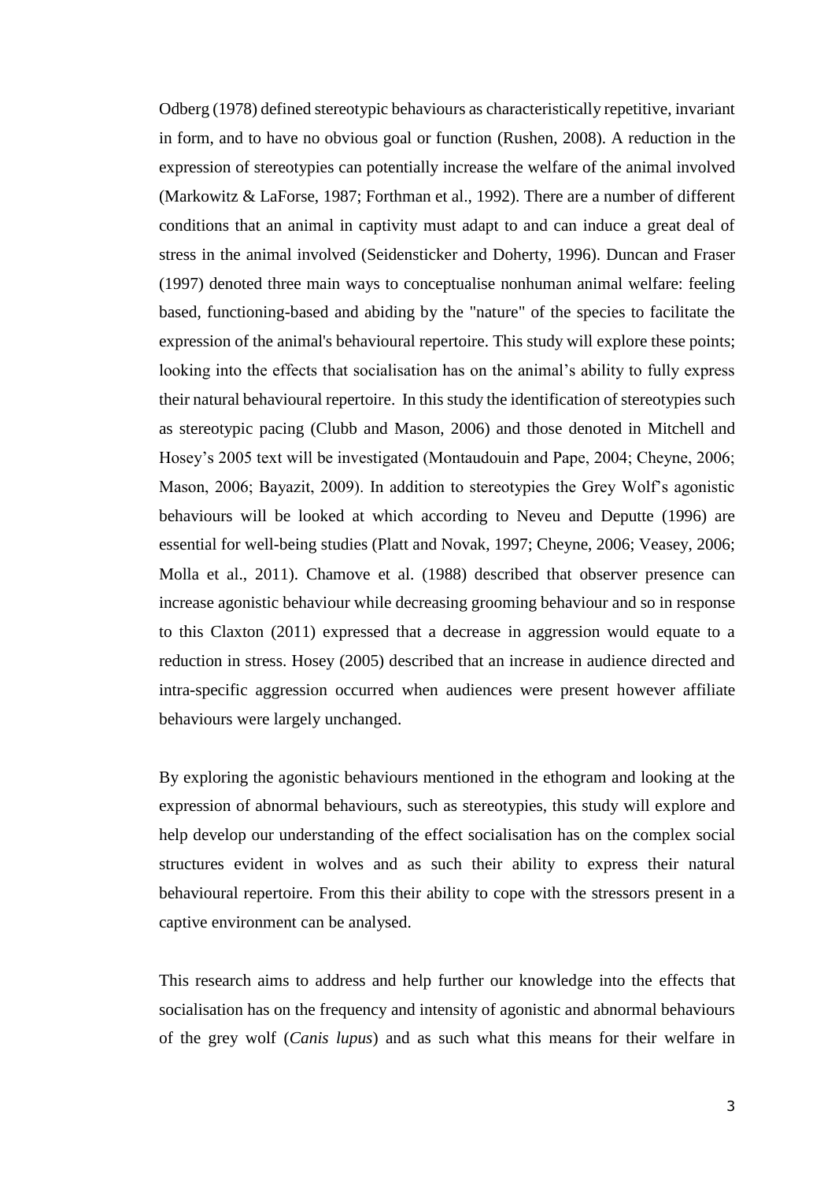Odberg (1978) defined stereotypic behaviours as characteristically repetitive, invariant in form, and to have no obvious goal or function (Rushen, 2008). A reduction in the expression of stereotypies can potentially increase the welfare of the animal involved (Markowitz & LaForse, 1987; Forthman et al., 1992). There are a number of different conditions that an animal in captivity must adapt to and can induce a great deal of stress in the animal involved (Seidensticker and Doherty, 1996). Duncan and Fraser (1997) denoted three main ways to conceptualise nonhuman animal welfare: feeling based, functioning-based and abiding by the "nature" of the species to facilitate the expression of the animal's behavioural repertoire. This study will explore these points; looking into the effects that socialisation has on the animal’s ability to fully express their natural behavioural repertoire. In this study the identification of stereotypies such as stereotypic pacing (Clubb and Mason, 2006) and those denoted in Mitchell and Hosey’s 2005 text will be investigated (Montaudouin and Pape, 2004; Cheyne, 2006; Mason, 2006; Bayazit, 2009). In addition to stereotypies the Grey Wolf’s agonistic behaviours will be looked at which according to Neveu and Deputte (1996) are essential for well-being studies (Platt and Novak, 1997; Cheyne, 2006; Veasey, 2006; Molla et al., 2011). Chamove et al. (1988) described that observer presence can increase agonistic behaviour while decreasing grooming behaviour and so in response to this Claxton (2011) expressed that a decrease in aggression would equate to a reduction in stress. Hosey (2005) described that an increase in audience directed and intra-specific aggression occurred when audiences were present however affiliate behaviours were largely unchanged.

By exploring the agonistic behaviours mentioned in the ethogram and looking at the expression of abnormal behaviours, such as stereotypies, this study will explore and help develop our understanding of the effect socialisation has on the complex social structures evident in wolves and as such their ability to express their natural behavioural repertoire. From this their ability to cope with the stressors present in a captive environment can be analysed.

This research aims to address and help further our knowledge into the effects that socialisation has on the frequency and intensity of agonistic and abnormal behaviours of the grey wolf (*Canis lupus*) and as such what this means for their welfare in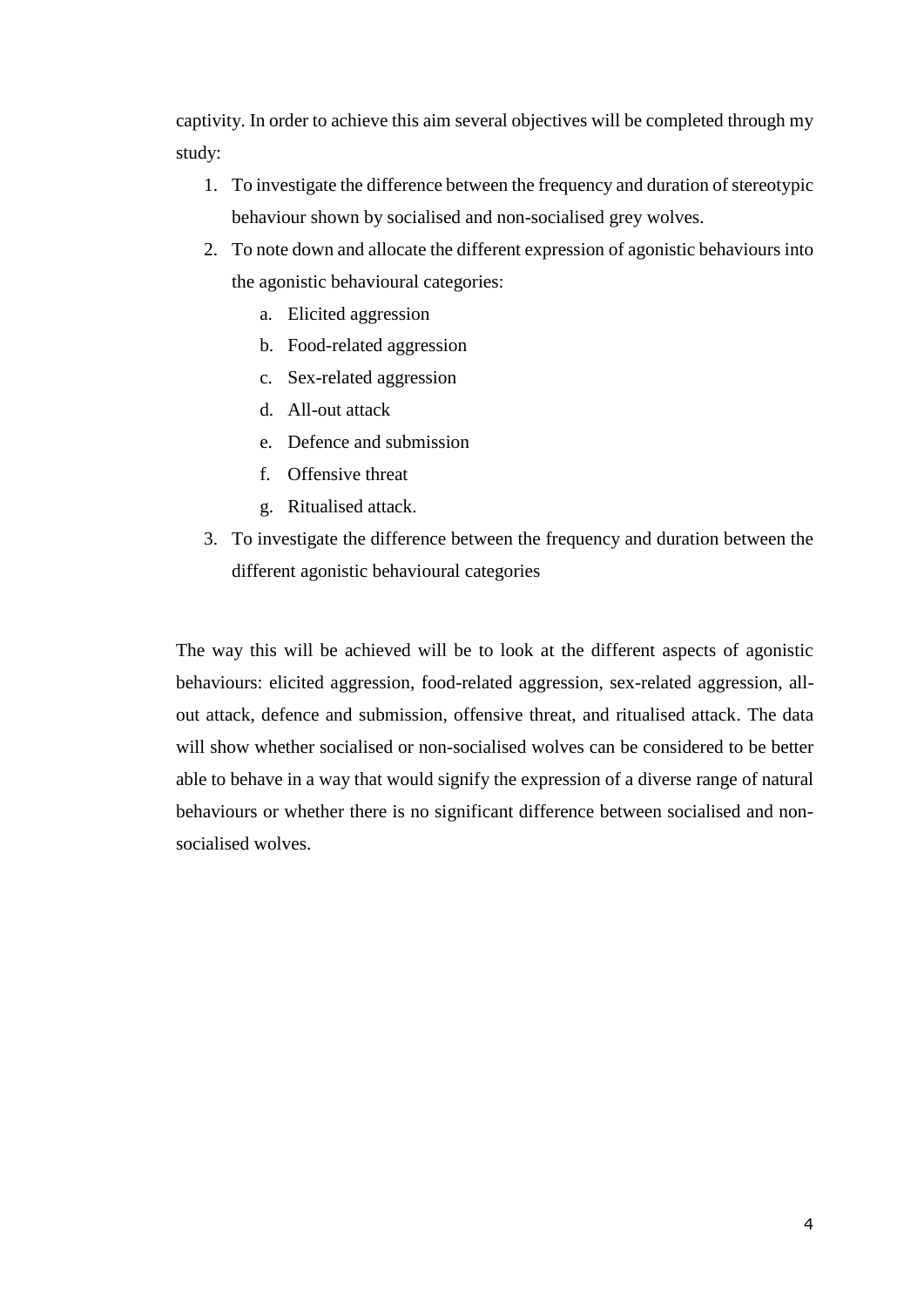captivity. In order to achieve this aim several objectives will be completed through my study:

1. To investigate the difference between the frequency and duration of stereotypic behaviour shown by socialised and non-socialised grey wolves.
2. To note down and allocate the different expression of agonistic behaviours into the agonistic behavioural categories:
   a. Elicited aggression
   b. Food-related aggression
   c. Sex-related aggression
   d. All-out attack
   e. Defence and submission
   f. Offensive threat
   g. Ritualised attack.
3. To investigate the difference between the frequency and duration between the different agonistic behavioural categories

The way this will be achieved will be to look at the different aspects of agonistic behaviours: elicited aggression, food-related aggression, sex-related aggression, all-out attack, defence and submission, offensive threat, and ritualised attack. The data will show whether socialised or non-socialised wolves can be considered to be better able to behave in a way that would signify the expression of a diverse range of natural behaviours or whether there is no significant difference between socialised and non-socialised wolves.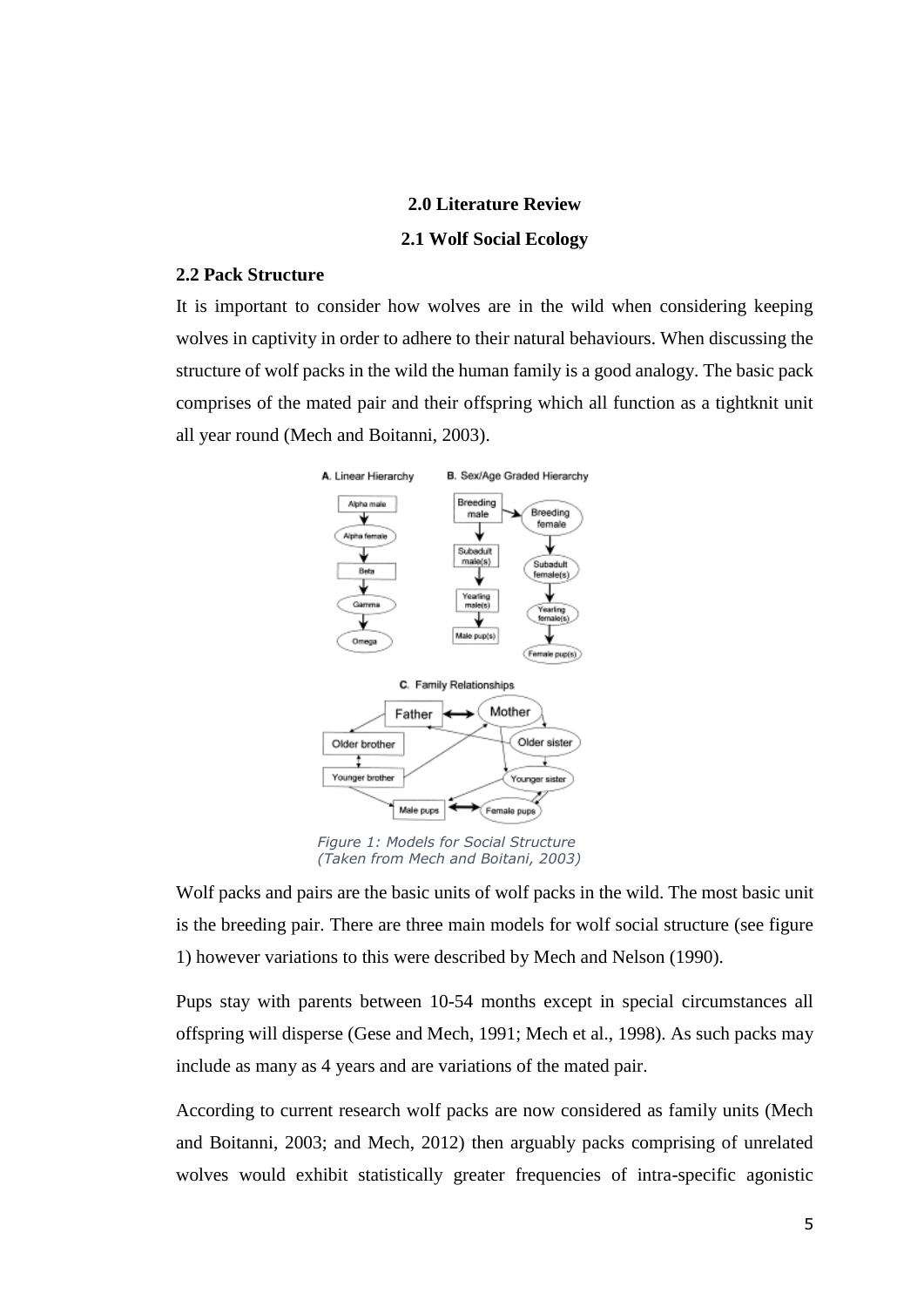## 2.0 Literature Review

### 2.1 Wolf Social Ecology

### 2.2 Pack Structure

It is important to consider how wolves are in the wild when considering keeping wolves in captivity in order to adhere to their natural behaviours. When discussing the structure of wolf packs in the wild the human family is a good analogy. The basic pack comprises of the mated pair and their offspring which all function as a tightknit unit all year round (Mech and Boitanni, 2003).

*Figure 1: Models for Social Structure (Taken from Mech and Boitani, 2003)*

Wolf packs and pairs are the basic units of wolf packs in the wild. The most basic unit is the breeding pair. There are three main models for wolf social structure (see figure 1) however variations to this were described by Mech and Nelson (1990).

Pups stay with parents between 10-54 months except in special circumstances all offspring will disperse (Gese and Mech, 1991; Mech et al., 1998). As such packs may include as many as 4 years and are variations of the mated pair.

According to current research wolf packs are now considered as family units (Mech and Boitanni, 2003; and Mech, 2012) then arguably packs comprising of unrelated wolves would exhibit statistically greater frequencies of intra-specific agonistic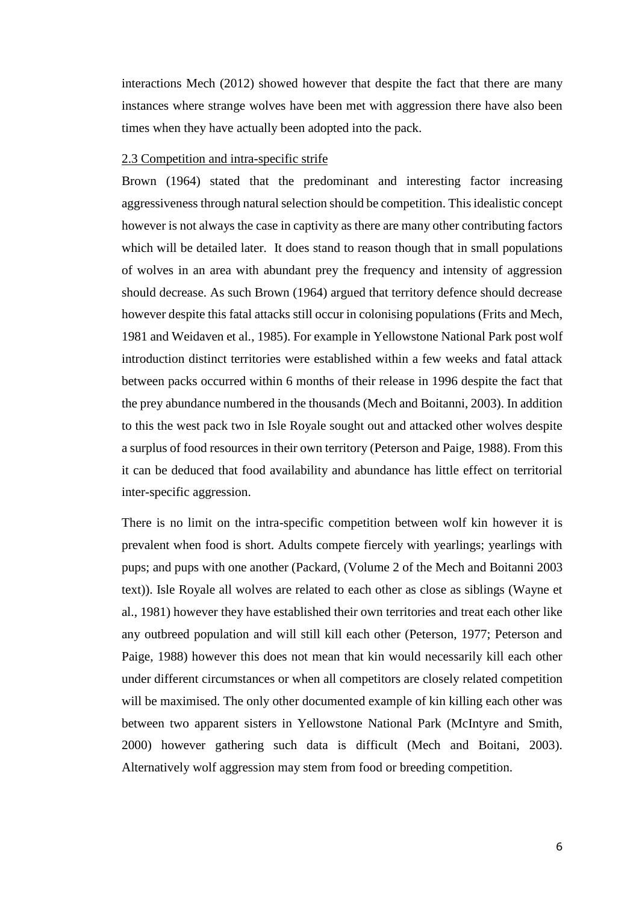interactions Mech (2012) showed however that despite the fact that there are many instances where strange wolves have been met with aggression there have also been times when they have actually been adopted into the pack.

## 2.3 Competition and intra-specific strife

Brown (1964) stated that the predominant and interesting factor increasing aggressiveness through natural selection should be competition. This idealistic concept however is not always the case in captivity as there are many other contributing factors which will be detailed later. It does stand to reason though that in small populations of wolves in an area with abundant prey the frequency and intensity of aggression should decrease. As such Brown (1964) argued that territory defence should decrease however despite this fatal attacks still occur in colonising populations (Frits and Mech, 1981 and Weidaven et al., 1985). For example in Yellowstone National Park post wolf introduction distinct territories were established within a few weeks and fatal attack between packs occurred within 6 months of their release in 1996 despite the fact that the prey abundance numbered in the thousands (Mech and Boitanni, 2003). In addition to this the west pack two in Isle Royale sought out and attacked other wolves despite a surplus of food resources in their own territory (Peterson and Paige, 1988). From this it can be deduced that food availability and abundance has little effect on territorial inter-specific aggression.

There is no limit on the intra-specific competition between wolf kin however it is prevalent when food is short. Adults compete fiercely with yearlings; yearlings with pups; and pups with one another (Packard, (Volume 2 of the Mech and Boitanni 2003 text)). Isle Royale all wolves are related to each other as close as siblings (Wayne et al., 1981) however they have established their own territories and treat each other like any outbreed population and will still kill each other (Peterson, 1977; Peterson and Paige, 1988) however this does not mean that kin would necessarily kill each other under different circumstances or when all competitors are closely related competition will be maximised. The only other documented example of kin killing each other was between two apparent sisters in Yellowstone National Park (McIntyre and Smith, 2000) however gathering such data is difficult (Mech and Boitani, 2003). Alternatively wolf aggression may stem from food or breeding competition.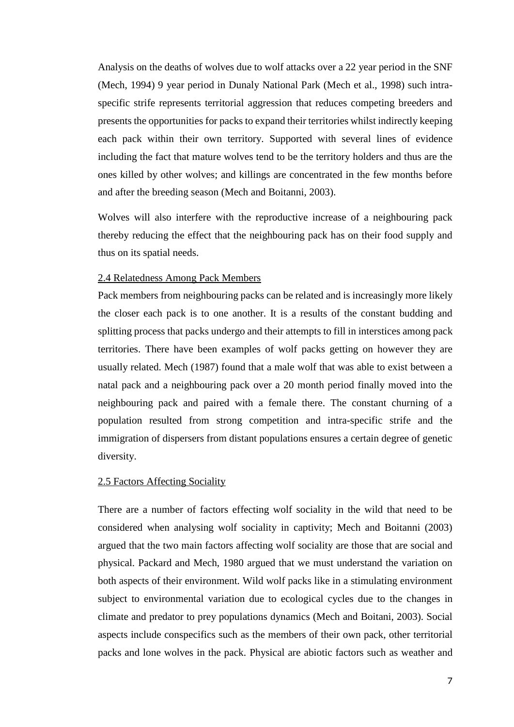Analysis on the deaths of wolves due to wolf attacks over a 22 year period in the SNF (Mech, 1994) 9 year period in Dunaly National Park (Mech et al., 1998) such intra-specific strife represents territorial aggression that reduces competing breeders and presents the opportunities for packs to expand their territories whilst indirectly keeping each pack within their own territory. Supported with several lines of evidence including the fact that mature wolves tend to be the territory holders and thus are the ones killed by other wolves; and killings are concentrated in the few months before and after the breeding season (Mech and Boitanni, 2003).

Wolves will also interfere with the reproductive increase of a neighbouring pack thereby reducing the effect that the neighbouring pack has on their food supply and thus on its spatial needs.

### 2.4 Relatedness Among Pack Members

Pack members from neighbouring packs can be related and is increasingly more likely the closer each pack is to one another. It is a results of the constant budding and splitting process that packs undergo and their attempts to fill in interstices among pack territories. There have been examples of wolf packs getting on however they are usually related. Mech (1987) found that a male wolf that was able to exist between a natal pack and a neighbouring pack over a 20 month period finally moved into the neighbouring pack and paired with a female there. The constant churning of a population resulted from strong competition and intra-specific strife and the immigration of dispersers from distant populations ensures a certain degree of genetic diversity.

### 2.5 Factors Affecting Sociality

There are a number of factors effecting wolf sociality in the wild that need to be considered when analysing wolf sociality in captivity; Mech and Boitanni (2003) argued that the two main factors affecting wolf sociality are those that are social and physical. Packard and Mech, 1980 argued that we must understand the variation on both aspects of their environment. Wild wolf packs like in a stimulating environment subject to environmental variation due to ecological cycles due to the changes in climate and predator to prey populations dynamics (Mech and Boitani, 2003). Social aspects include conspecifics such as the members of their own pack, other territorial packs and lone wolves in the pack. Physical are abiotic factors such as weather and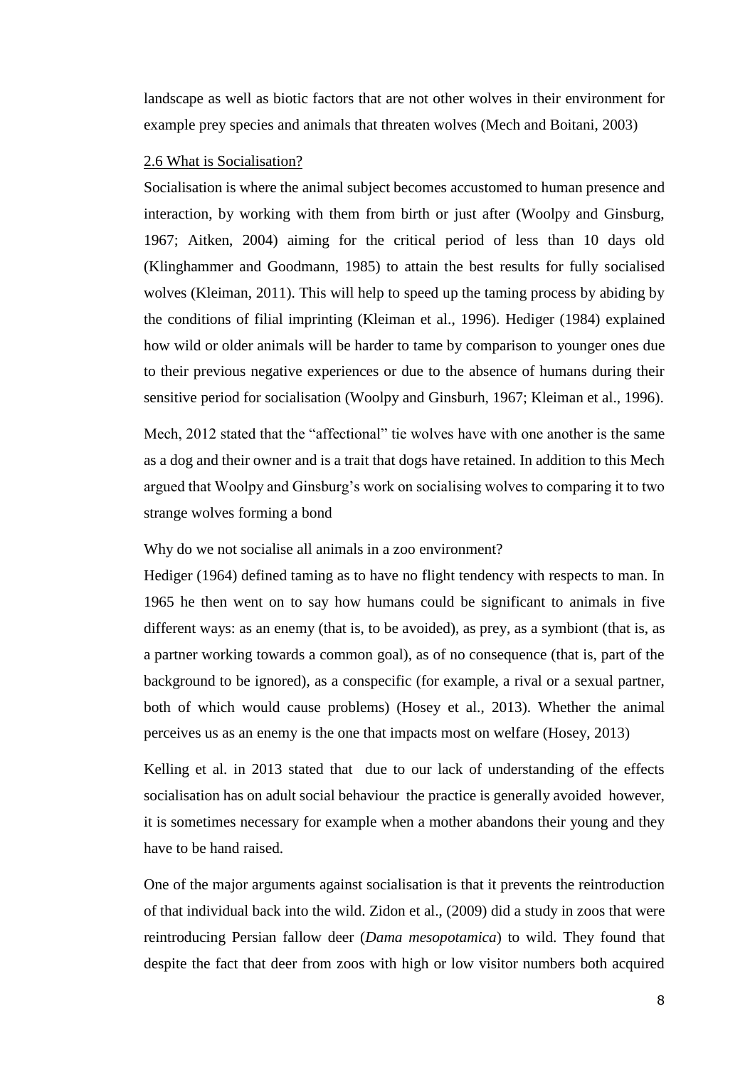landscape as well as biotic factors that are not other wolves in their environment for example prey species and animals that threaten wolves (Mech and Boitani, 2003)

## 2.6 What is Socialisation?

Socialisation is where the animal subject becomes accustomed to human presence and interaction, by working with them from birth or just after (Woolpy and Ginsburg, 1967; Aitken, 2004) aiming for the critical period of less than 10 days old (Klinghammer and Goodmann, 1985) to attain the best results for fully socialised wolves (Kleiman, 2011). This will help to speed up the taming process by abiding by the conditions of filial imprinting (Kleiman et al., 1996). Hediger (1984) explained how wild or older animals will be harder to tame by comparison to younger ones due to their previous negative experiences or due to the absence of humans during their sensitive period for socialisation (Woolpy and Ginsburh, 1967; Kleiman et al., 1996).

Mech, 2012 stated that the "affectional" tie wolves have with one another is the same as a dog and their owner and is a trait that dogs have retained. In addition to this Mech argued that Woolpy and Ginsburg's work on socialising wolves to comparing it to two strange wolves forming a bond

Why do we not socialise all animals in a zoo environment?

Hediger (1964) defined taming as to have no flight tendency with respects to man. In 1965 he then went on to say how humans could be significant to animals in five different ways: as an enemy (that is, to be avoided), as prey, as a symbiont (that is, as a partner working towards a common goal), as of no consequence (that is, part of the background to be ignored), as a conspecific (for example, a rival or a sexual partner, both of which would cause problems) (Hosey et al., 2013). Whether the animal perceives us as an enemy is the one that impacts most on welfare (Hosey, 2013)

Kelling et al. in 2013 stated that due to our lack of understanding of the effects socialisation has on adult social behaviour the practice is generally avoided however, it is sometimes necessary for example when a mother abandons their young and they have to be hand raised.

One of the major arguments against socialisation is that it prevents the reintroduction of that individual back into the wild. Zidon et al., (2009) did a study in zoos that were reintroducing Persian fallow deer (*Dama mesopotamica*) to wild. They found that despite the fact that deer from zoos with high or low visitor numbers both acquired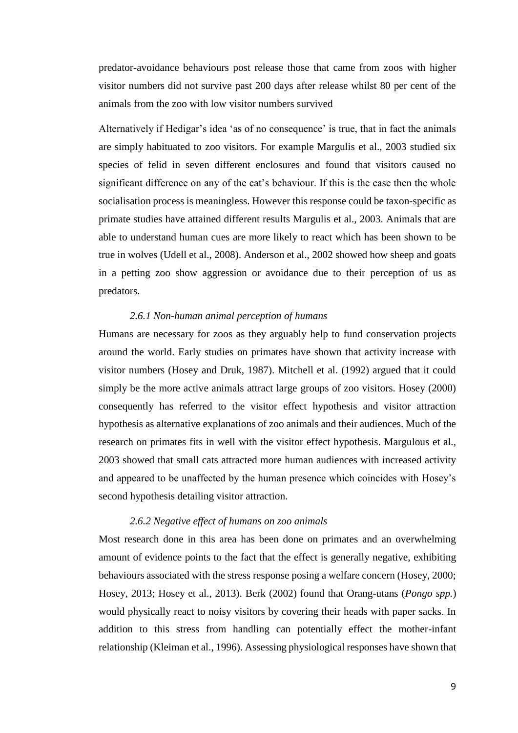predator-avoidance behaviours post release those that came from zoos with higher visitor numbers did not survive past 200 days after release whilst 80 per cent of the animals from the zoo with low visitor numbers survived

Alternatively if Hedigar's idea 'as of no consequence' is true, that in fact the animals are simply habituated to zoo visitors. For example Margulis et al., 2003 studied six species of felid in seven different enclosures and found that visitors caused no significant difference on any of the cat's behaviour. If this is the case then the whole socialisation process is meaningless. However this response could be taxon-specific as primate studies have attained different results Margulis et al., 2003. Animals that are able to understand human cues are more likely to react which has been shown to be true in wolves (Udell et al., 2008). Anderson et al., 2002 showed how sheep and goats in a petting zoo show aggression or avoidance due to their perception of us as predators.

### *2.6.1 Non-human animal perception of humans*

Humans are necessary for zoos as they arguably help to fund conservation projects around the world. Early studies on primates have shown that activity increase with visitor numbers (Hosey and Druk, 1987). Mitchell et al. (1992) argued that it could simply be the more active animals attract large groups of zoo visitors. Hosey (2000) consequently has referred to the visitor effect hypothesis and visitor attraction hypothesis as alternative explanations of zoo animals and their audiences. Much of the research on primates fits in well with the visitor effect hypothesis. Margulous et al., 2003 showed that small cats attracted more human audiences with increased activity and appeared to be unaffected by the human presence which coincides with Hosey's second hypothesis detailing visitor attraction.

### *2.6.2 Negative effect of humans on zoo animals*

Most research done in this area has been done on primates and an overwhelming amount of evidence points to the fact that the effect is generally negative, exhibiting behaviours associated with the stress response posing a welfare concern (Hosey, 2000; Hosey, 2013; Hosey et al., 2013). Berk (2002) found that Orang-utans (*Pongo spp.*) would physically react to noisy visitors by covering their heads with paper sacks. In addition to this stress from handling can potentially effect the mother-infant relationship (Kleiman et al., 1996). Assessing physiological responses have shown that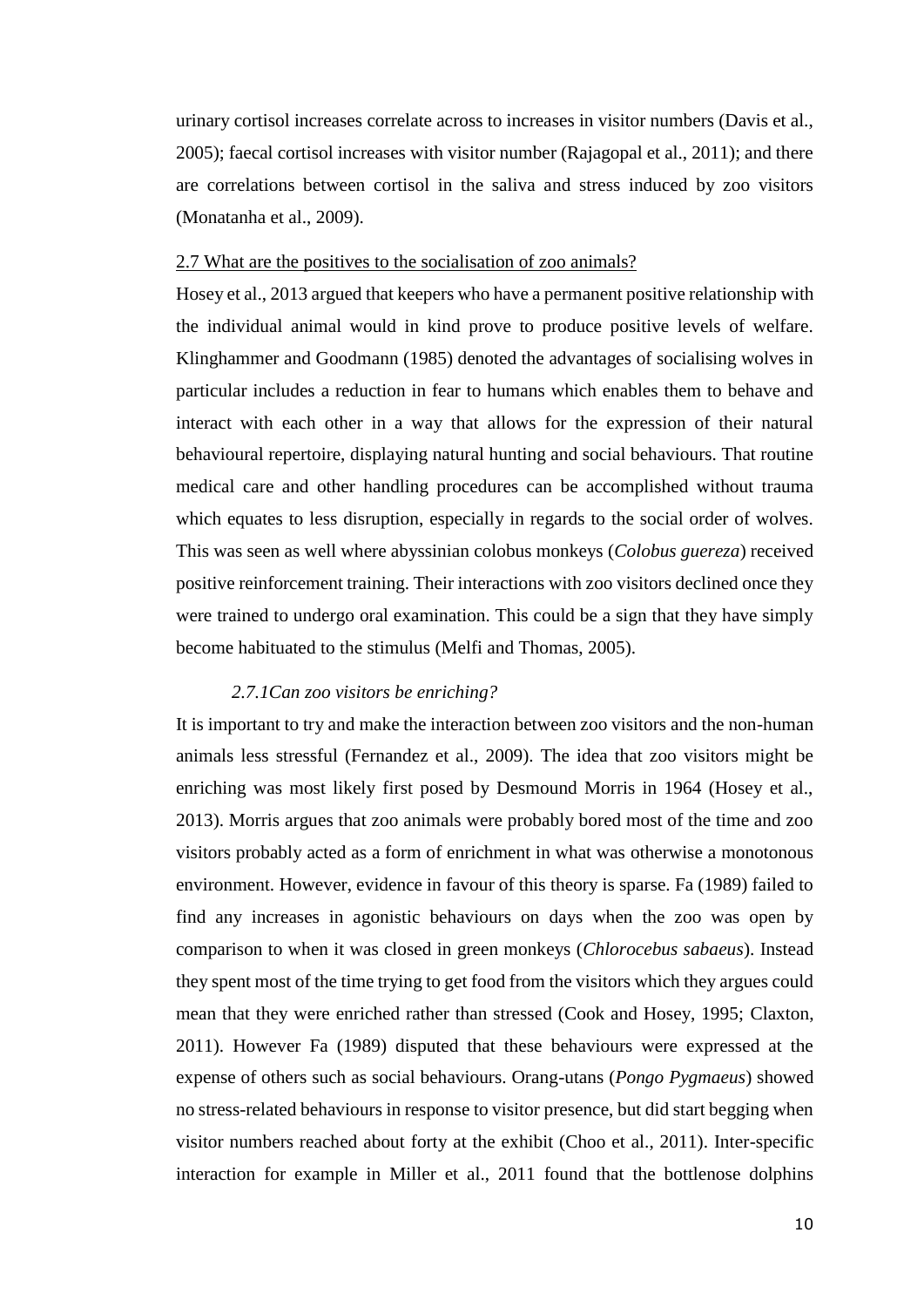urinary cortisol increases correlate across to increases in visitor numbers (Davis et al., 2005); faecal cortisol increases with visitor number (Rajagopal et al., 2011); and there are correlations between cortisol in the saliva and stress induced by zoo visitors (Monatanha et al., 2009).

## 2.7 What are the positives to the socialisation of zoo animals?

Hosey et al., 2013 argued that keepers who have a permanent positive relationship with the individual animal would in kind prove to produce positive levels of welfare. Klinghammer and Goodmann (1985) denoted the advantages of socialising wolves in particular includes a reduction in fear to humans which enables them to behave and interact with each other in a way that allows for the expression of their natural behavioural repertoire, displaying natural hunting and social behaviours. That routine medical care and other handling procedures can be accomplished without trauma which equates to less disruption, especially in regards to the social order of wolves. This was seen as well where abyssinian colobus monkeys (*Colobus guereza*) received positive reinforcement training. Their interactions with zoo visitors declined once they were trained to undergo oral examination. This could be a sign that they have simply become habituated to the stimulus (Melfi and Thomas, 2005).

### *2.7.1Can zoo visitors be enriching?*

It is important to try and make the interaction between zoo visitors and the non-human animals less stressful (Fernandez et al., 2009). The idea that zoo visitors might be enriching was most likely first posed by Desmound Morris in 1964 (Hosey et al., 2013). Morris argues that zoo animals were probably bored most of the time and zoo visitors probably acted as a form of enrichment in what was otherwise a monotonous environment. However, evidence in favour of this theory is sparse. Fa (1989) failed to find any increases in agonistic behaviours on days when the zoo was open by comparison to when it was closed in green monkeys (*Chlorocebus sabaeus*). Instead they spent most of the time trying to get food from the visitors which they argues could mean that they were enriched rather than stressed (Cook and Hosey, 1995; Claxton, 2011). However Fa (1989) disputed that these behaviours were expressed at the expense of others such as social behaviours. Orang-utans (*Pongo Pygmaeus*) showed no stress-related behaviours in response to visitor presence, but did start begging when visitor numbers reached about forty at the exhibit (Choo et al., 2011). Inter-specific interaction for example in Miller et al., 2011 found that the bottlenose dolphins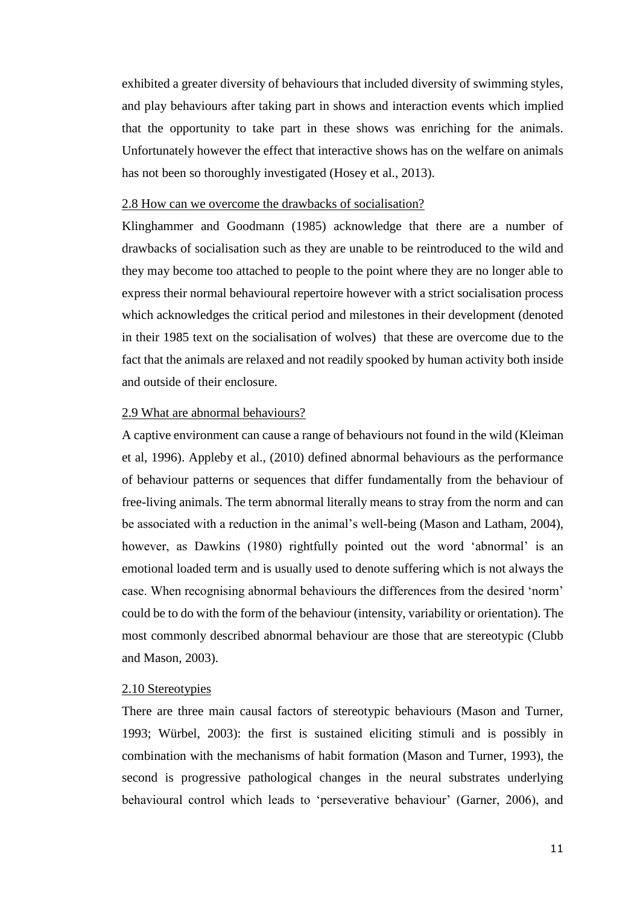exhibited a greater diversity of behaviours that included diversity of swimming styles, and play behaviours after taking part in shows and interaction events which implied that the opportunity to take part in these shows was enriching for the animals. Unfortunately however the effect that interactive shows has on the welfare on animals has not been so thoroughly investigated (Hosey et al., 2013).

### 2.8 How can we overcome the drawbacks of socialisation?

Klinghammer and Goodmann (1985) acknowledge that there are a number of drawbacks of socialisation such as they are unable to be reintroduced to the wild and they may become too attached to people to the point where they are no longer able to express their normal behavioural repertoire however with a strict socialisation process which acknowledges the critical period and milestones in their development (denoted in their 1985 text on the socialisation of wolves) that these are overcome due to the fact that the animals are relaxed and not readily spooked by human activity both inside and outside of their enclosure.

### 2.9 What are abnormal behaviours?

A captive environment can cause a range of behaviours not found in the wild (Kleiman et al, 1996). Appleby et al., (2010) defined abnormal behaviours as the performance of behaviour patterns or sequences that differ fundamentally from the behaviour of free-living animals. The term abnormal literally means to stray from the norm and can be associated with a reduction in the animal's well-being (Mason and Latham, 2004), however, as Dawkins (1980) rightfully pointed out the word 'abnormal' is an emotional loaded term and is usually used to denote suffering which is not always the case. When recognising abnormal behaviours the differences from the desired 'norm' could be to do with the form of the behaviour (intensity, variability or orientation). The most commonly described abnormal behaviour are those that are stereotypic (Clubb and Mason, 2003).

### 2.10 Stereotypies

There are three main causal factors of stereotypic behaviours (Mason and Turner, 1993; Würbel, 2003): the first is sustained eliciting stimuli and is possibly in combination with the mechanisms of habit formation (Mason and Turner, 1993), the second is progressive pathological changes in the neural substrates underlying behavioural control which leads to 'perseverative behaviour' (Garner, 2006), and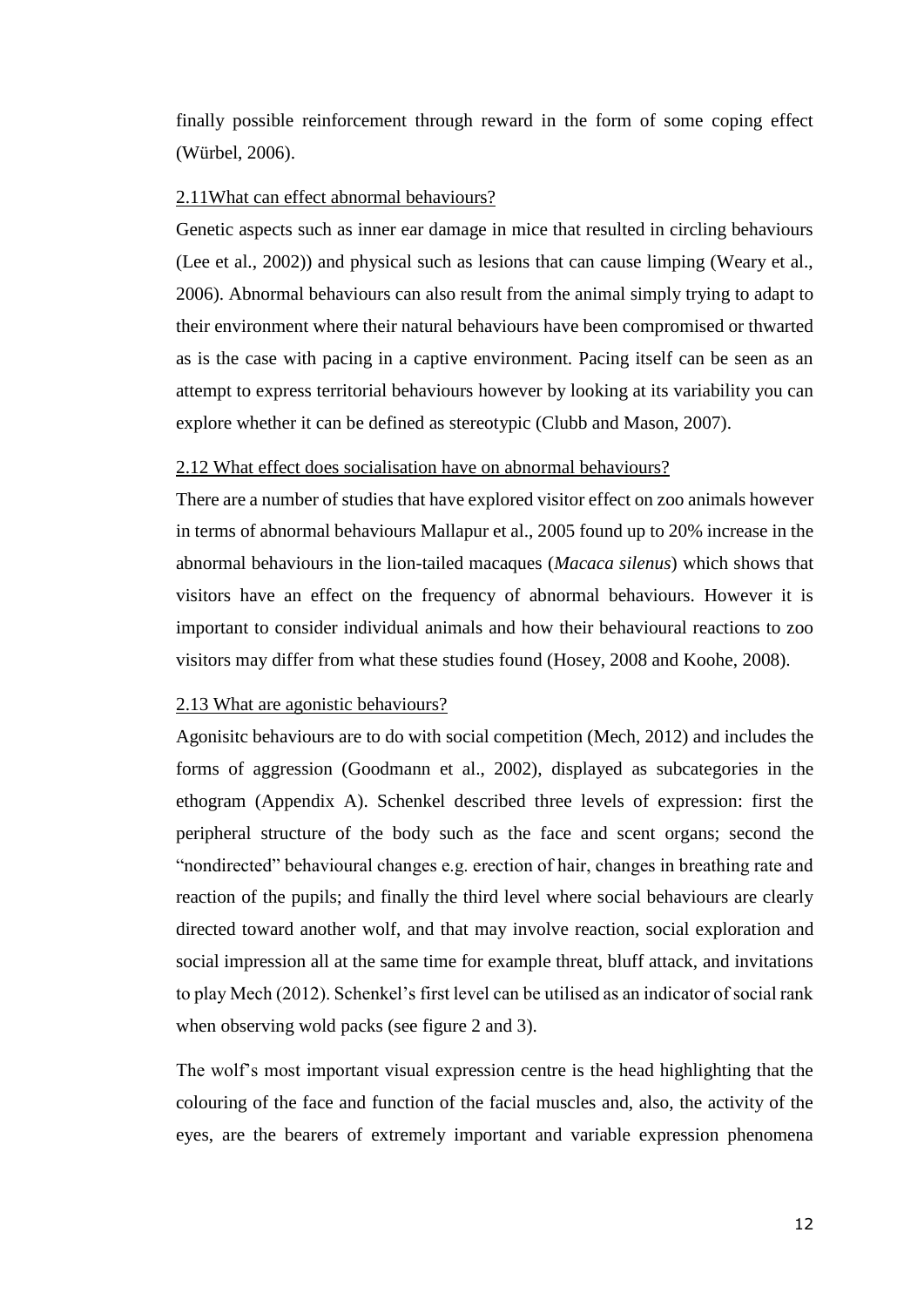finally possible reinforcement through reward in the form of some coping effect (Würbel, 2006).

### 2.11What can effect abnormal behaviours?

Genetic aspects such as inner ear damage in mice that resulted in circling behaviours (Lee et al., 2002)) and physical such as lesions that can cause limping (Weary et al., 2006). Abnormal behaviours can also result from the animal simply trying to adapt to their environment where their natural behaviours have been compromised or thwarted as is the case with pacing in a captive environment. Pacing itself can be seen as an attempt to express territorial behaviours however by looking at its variability you can explore whether it can be defined as stereotypic (Clubb and Mason, 2007).

### 2.12 What effect does socialisation have on abnormal behaviours?

There are a number of studies that have explored visitor effect on zoo animals however in terms of abnormal behaviours Mallapur et al., 2005 found up to 20% increase in the abnormal behaviours in the lion-tailed macaques (*Macaca silenus*) which shows that visitors have an effect on the frequency of abnormal behaviours. However it is important to consider individual animals and how their behavioural reactions to zoo visitors may differ from what these studies found (Hosey, 2008 and Koohe, 2008).

### 2.13 What are agonistic behaviours?

Agonisitc behaviours are to do with social competition (Mech, 2012) and includes the forms of aggression (Goodmann et al., 2002), displayed as subcategories in the ethogram (Appendix A). Schenkel described three levels of expression: first the peripheral structure of the body such as the face and scent organs; second the "nondirected" behavioural changes e.g. erection of hair, changes in breathing rate and reaction of the pupils; and finally the third level where social behaviours are clearly directed toward another wolf, and that may involve reaction, social exploration and social impression all at the same time for example threat, bluff attack, and invitations to play Mech (2012). Schenkel's first level can be utilised as an indicator of social rank when observing wold packs (see figure 2 and 3).

The wolf's most important visual expression centre is the head highlighting that the colouring of the face and function of the facial muscles and, also, the activity of the eyes, are the bearers of extremely important and variable expression phenomena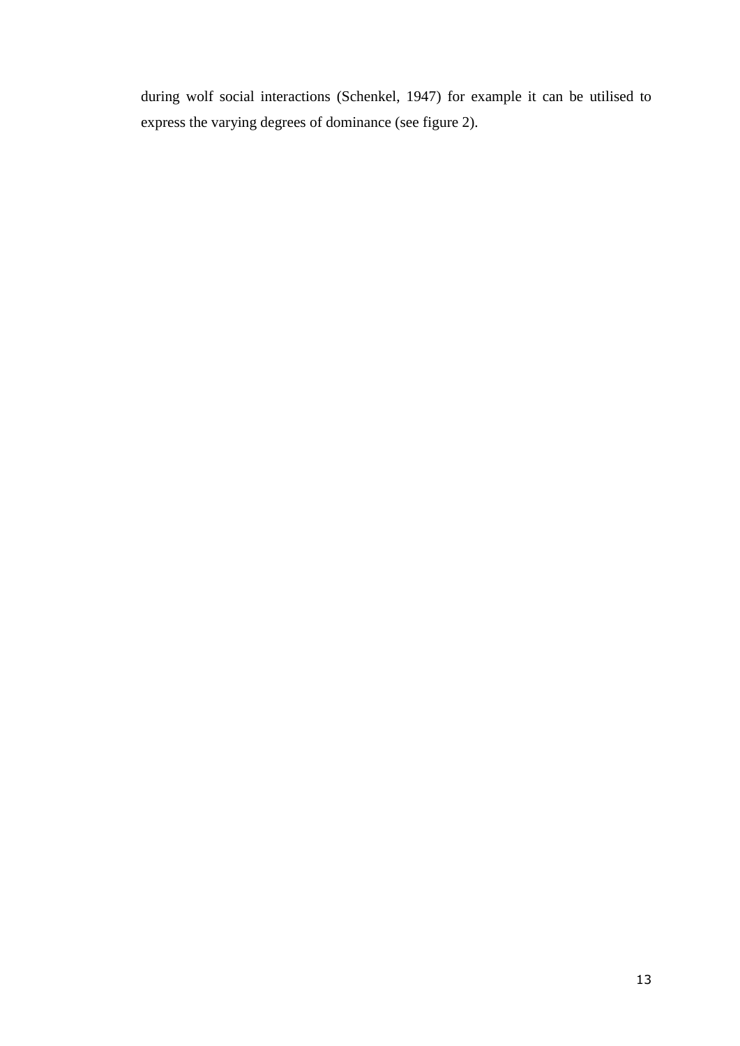during wolf social interactions (Schenkel, 1947) for example it can be utilised to express the varying degrees of dominance (see figure 2).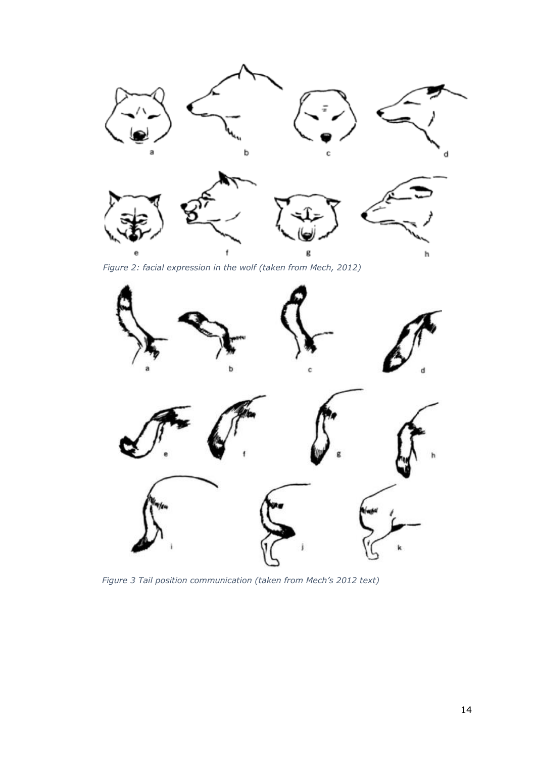*Figure 2: facial expression in the wolf (taken from Mech, 2012)*

*Figure 3 Tail position communication (taken from Mech's 2012 text)*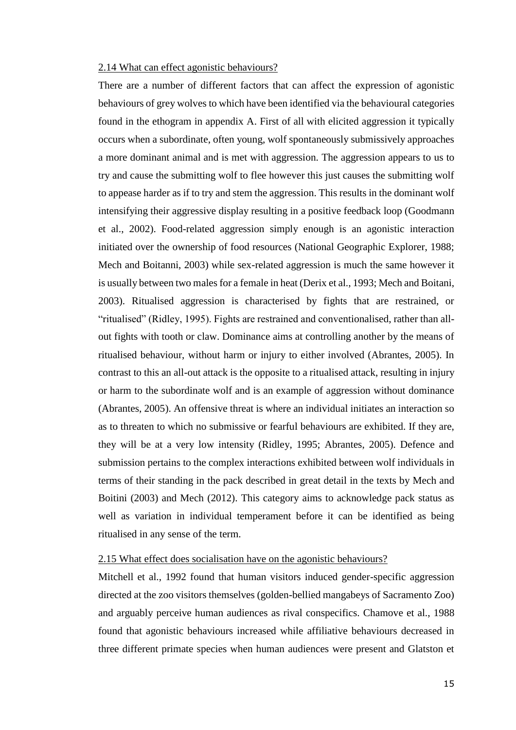## 2.14 What can effect agonistic behaviours?

There are a number of different factors that can affect the expression of agonistic behaviours of grey wolves to which have been identified via the behavioural categories found in the ethogram in appendix A. First of all with elicited aggression it typically occurs when a subordinate, often young, wolf spontaneously submissively approaches a more dominant animal and is met with aggression. The aggression appears to us to try and cause the submitting wolf to flee however this just causes the submitting wolf to appease harder as if to try and stem the aggression. This results in the dominant wolf intensifying their aggressive display resulting in a positive feedback loop (Goodmann et al., 2002). Food-related aggression simply enough is an agonistic interaction initiated over the ownership of food resources (National Geographic Explorer, 1988; Mech and Boitanni, 2003) while sex-related aggression is much the same however it is usually between two males for a female in heat (Derix et al., 1993; Mech and Boitani, 2003). Ritualised aggression is characterised by fights that are restrained, or "ritualised" (Ridley, 1995). Fights are restrained and conventionalised, rather than all-out fights with tooth or claw. Dominance aims at controlling another by the means of ritualised behaviour, without harm or injury to either involved (Abrantes, 2005). In contrast to this an all-out attack is the opposite to a ritualised attack, resulting in injury or harm to the subordinate wolf and is an example of aggression without dominance (Abrantes, 2005). An offensive threat is where an individual initiates an interaction so as to threaten to which no submissive or fearful behaviours are exhibited. If they are, they will be at a very low intensity (Ridley, 1995; Abrantes, 2005). Defence and submission pertains to the complex interactions exhibited between wolf individuals in terms of their standing in the pack described in great detail in the texts by Mech and Boitini (2003) and Mech (2012). This category aims to acknowledge pack status as well as variation in individual temperament before it can be identified as being ritualised in any sense of the term.

## 2.15 What effect does socialisation have on the agonistic behaviours?

Mitchell et al., 1992 found that human visitors induced gender-specific aggression directed at the zoo visitors themselves (golden-bellied mangabeys of Sacramento Zoo) and arguably perceive human audiences as rival conspecifics. Chamove et al., 1988 found that agonistic behaviours increased while affiliative behaviours decreased in three different primate species when human audiences were present and Glatston et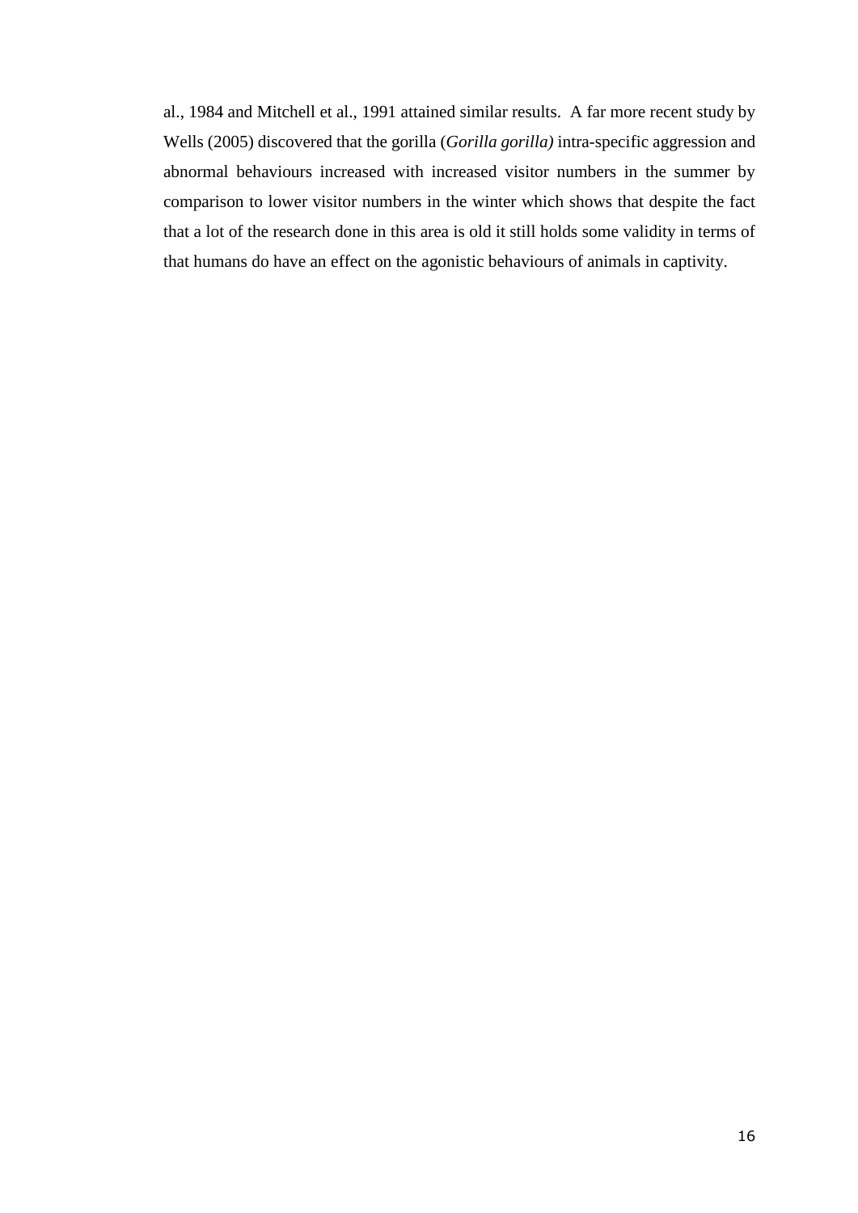al., 1984 and Mitchell et al., 1991 attained similar results. A far more recent study by Wells (2005) discovered that the gorilla (*Gorilla gorilla)* intra-specific aggression and abnormal behaviours increased with increased visitor numbers in the summer by comparison to lower visitor numbers in the winter which shows that despite the fact that a lot of the research done in this area is old it still holds some validity in terms of that humans do have an effect on the agonistic behaviours of animals in captivity.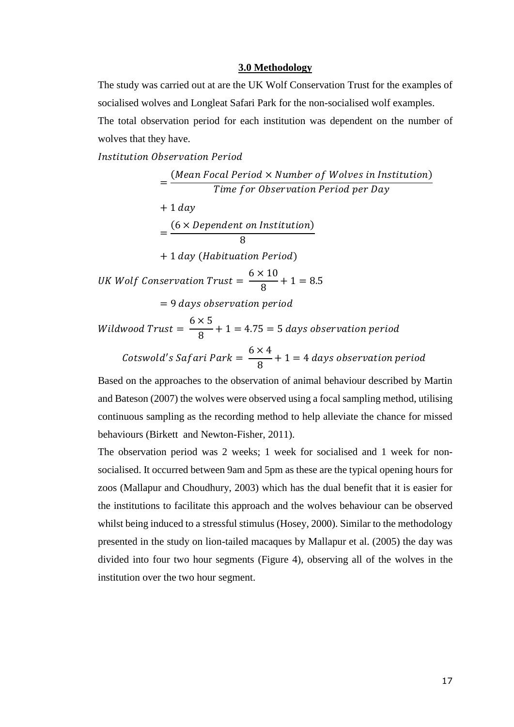### 3.0 Methodology

The study was carried out at are the UK Wolf Conservation Trust for the examples of socialised wolves and Longleat Safari Park for the non-socialised wolf examples.

The total observation period for each institution was dependent on the number of wolves that they have.

$$
\begin{aligned}
Institution\ Observation\ Period &= \frac{(Mean\ Focal\ Period \times Number\ of\ Wolves\ in\ Institution)}{Time\ for\ Observation\ Period\ per\ Day} \\
&+ 1\ day \\
&= \frac{(6 \times Dependent\ on\ Institution)}{8} \\
&+ 1\ day\ (Habituation\ Period)
\end{aligned}
$$

$$
\begin{aligned}
UK\ Wolf\ Conservation\ Trust &= \frac{6 \times 10}{8} + 1 = 8.5 \\
&= 9\ days\ observation\ period
\end{aligned}
$$

$$
Wildwood\ Trust = \frac{6 \times 5}{8} + 1 = 4.75 = 5\ days\ observation\ period
$$

$$
Cotswold's\ Safari\ Park = \frac{6 \times 4}{8} + 1 = 4\ days\ observation\ period
$$

Based on the approaches to the observation of animal behaviour described by Martin and Bateson (2007) the wolves were observed using a focal sampling method, utilising continuous sampling as the recording method to help alleviate the chance for missed behaviours (Birkett and Newton-Fisher, 2011).

The observation period was 2 weeks; 1 week for socialised and 1 week for non-socialised. It occurred between 9am and 5pm as these are the typical opening hours for zoos (Mallapur and Choudhury, 2003) which has the dual benefit that it is easier for the institutions to facilitate this approach and the wolves behaviour can be observed whilst being induced to a stressful stimulus (Hosey, 2000). Similar to the methodology presented in the study on lion-tailed macaques by Mallapur et al. (2005) the day was divided into four two hour segments (Figure 4), observing all of the wolves in the institution over the two hour segment.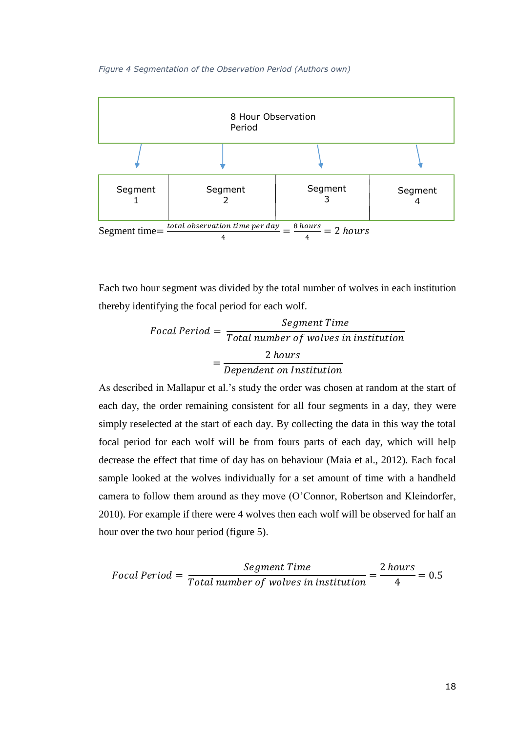*Figure 4 Segmentation of the Observation Period (Authors own)*

8 Hour Observation Period

| Segment 1 | Segment 2 | Segment 3 | Segment 4 |
| --- | --- | --- | --- |

Segment time= $\frac{total\ observation\ time\ per\ day}{4} = \frac{8\ hours}{4} = 2\ hours$

Each two hour segment was divided by the total number of wolves in each institution thereby identifying the focal period for each wolf.

$$Focal\ Period = \frac{Segment\ Time}{Total\ number\ of\ wolves\ in\ institution}$$

$$= \frac{2\ hours}{Dependent\ on\ Institution}$$

As described in Mallapur et al.'s study the order was chosen at random at the start of each day, the order remaining consistent for all four segments in a day, they were simply reselected at the start of each day. By collecting the data in this way the total focal period for each wolf will be from fours parts of each day, which will help decrease the effect that time of day has on behaviour (Maia et al., 2012). Each focal sample looked at the wolves individually for a set amount of time with a handheld camera to follow them around as they move (O'Connor, Robertson and Kleindorfer, 2010). For example if there were 4 wolves then each wolf will be observed for half an hour over the two hour period (figure 5).

$$Focal\ Period = \frac{Segment\ Time}{Total\ number\ of\ wolves\ in\ institution} = \frac{2\ hours}{4} = 0.5$$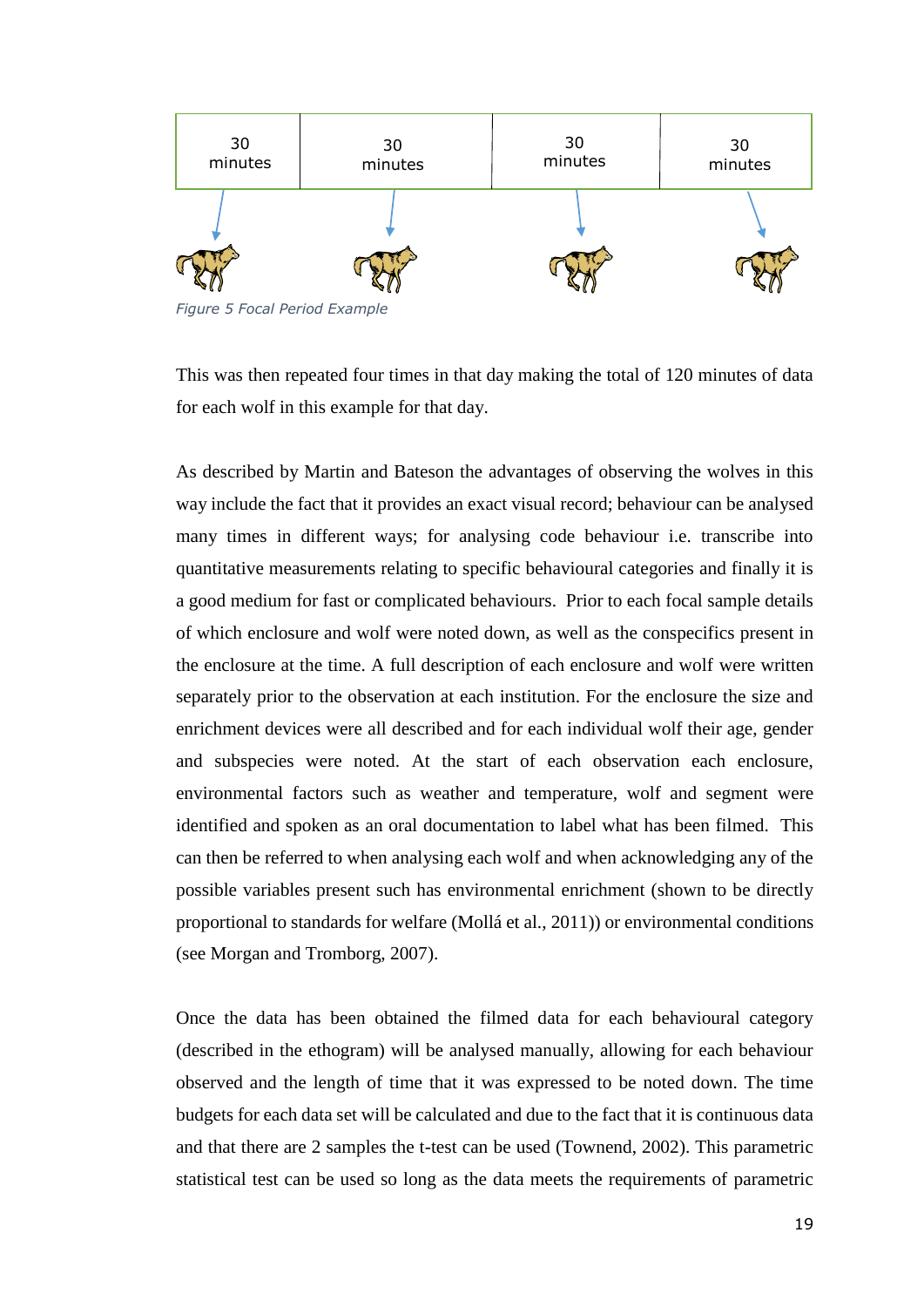| 30 minutes | 30 minutes | 30 minutes | 30 minutes |
| --- | --- | --- | --- |

*Figure 5 Focal Period Example*

This was then repeated four times in that day making the total of 120 minutes of data for each wolf in this example for that day.

As described by Martin and Bateson the advantages of observing the wolves in this way include the fact that it provides an exact visual record; behaviour can be analysed many times in different ways; for analysing code behaviour i.e. transcribe into quantitative measurements relating to specific behavioural categories and finally it is a good medium for fast or complicated behaviours. Prior to each focal sample details of which enclosure and wolf were noted down, as well as the conspecifics present in the enclosure at the time. A full description of each enclosure and wolf were written separately prior to the observation at each institution. For the enclosure the size and enrichment devices were all described and for each individual wolf their age, gender and subspecies were noted. At the start of each observation each enclosure, environmental factors such as weather and temperature, wolf and segment were identified and spoken as an oral documentation to label what has been filmed. This can then be referred to when analysing each wolf and when acknowledging any of the possible variables present such has environmental enrichment (shown to be directly proportional to standards for welfare (Mollá et al., 2011)) or environmental conditions (see Morgan and Tromborg, 2007).

Once the data has been obtained the filmed data for each behavioural category (described in the ethogram) will be analysed manually, allowing for each behaviour observed and the length of time that it was expressed to be noted down. The time budgets for each data set will be calculated and due to the fact that it is continuous data and that there are 2 samples the t-test can be used (Townend, 2002). This parametric statistical test can be used so long as the data meets the requirements of parametric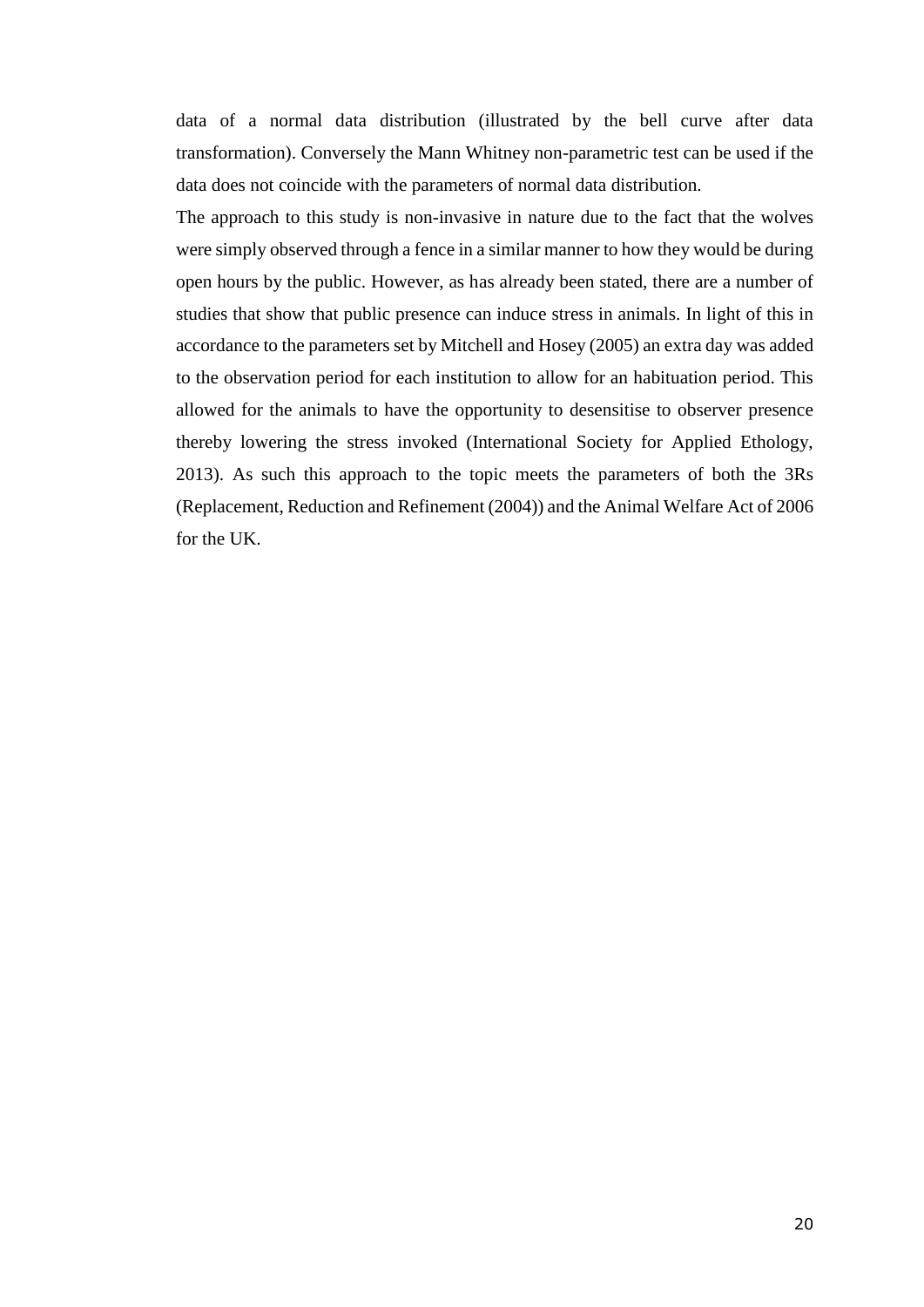data of a normal data distribution (illustrated by the bell curve after data transformation). Conversely the Mann Whitney non-parametric test can be used if the data does not coincide with the parameters of normal data distribution.

The approach to this study is non-invasive in nature due to the fact that the wolves were simply observed through a fence in a similar manner to how they would be during open hours by the public. However, as has already been stated, there are a number of studies that show that public presence can induce stress in animals. In light of this in accordance to the parameters set by Mitchell and Hosey (2005) an extra day was added to the observation period for each institution to allow for an habituation period. This allowed for the animals to have the opportunity to desensitise to observer presence thereby lowering the stress invoked (International Society for Applied Ethology, 2013). As such this approach to the topic meets the parameters of both the 3Rs (Replacement, Reduction and Refinement (2004)) and the Animal Welfare Act of 2006 for the UK.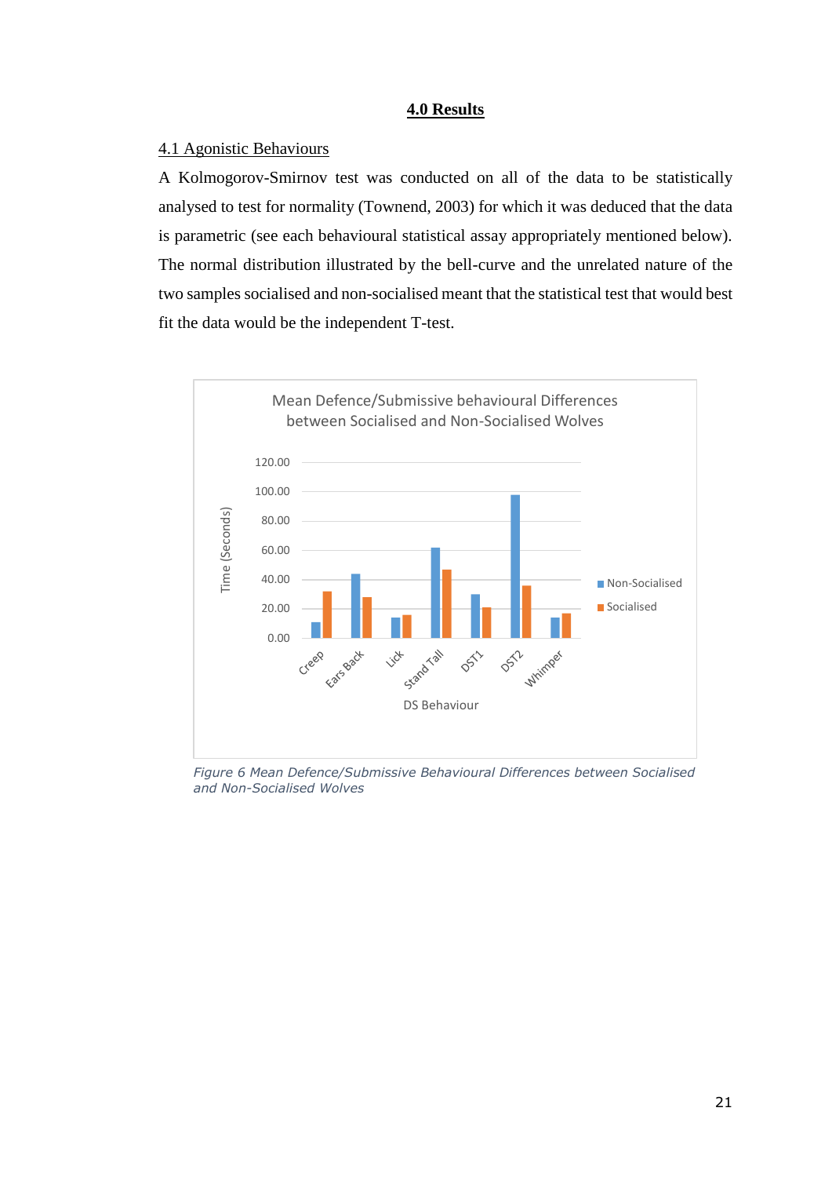# 4.0 Results

## 4.1 Agonistic Behaviours

A Kolmogorov-Smirnov test was conducted on all of the data to be statistically analysed to test for normality (Townend, 2003) for which it was deduced that the data is parametric (see each behavioural statistical assay appropriately mentioned below). The normal distribution illustrated by the bell-curve and the unrelated nature of the two samples socialised and non-socialised meant that the statistical test that would best fit the data would be the independent T-test.

*Figure 6 Mean Defence/Submissive Behavioural Differences between Socialised and Non-Socialised Wolves*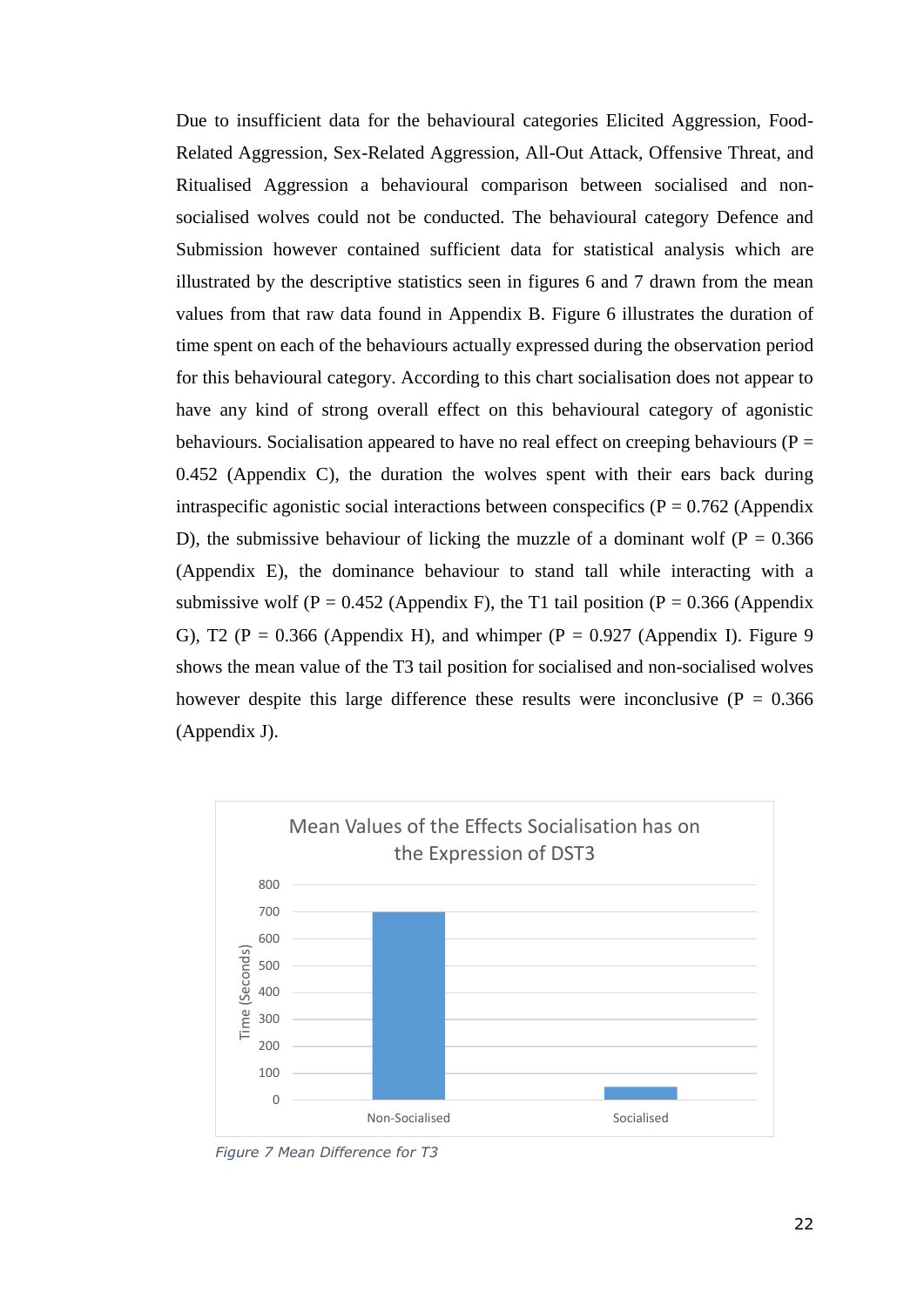Due to insufficient data for the behavioural categories Elicited Aggression, Food-Related Aggression, Sex-Related Aggression, All-Out Attack, Offensive Threat, and Ritualised Aggression a behavioural comparison between socialised and non-socialised wolves could not be conducted. The behavioural category Defence and Submission however contained sufficient data for statistical analysis which are illustrated by the descriptive statistics seen in figures 6 and 7 drawn from the mean values from that raw data found in Appendix B. Figure 6 illustrates the duration of time spent on each of the behaviours actually expressed during the observation period for this behavioural category. According to this chart socialisation does not appear to have any kind of strong overall effect on this behavioural category of agonistic behaviours. Socialisation appeared to have no real effect on creeping behaviours ($P = 0.452$ (Appendix C), the duration the wolves spent with their ears back during intraspecific agonistic social interactions between conspecifics ($P = 0.762$ (Appendix D), the submissive behaviour of licking the muzzle of a dominant wolf ($P = 0.366$ (Appendix E), the dominance behaviour to stand tall while interacting with a submissive wolf ($P = 0.452$ (Appendix F), the T1 tail position ($P = 0.366$ (Appendix G), T2 ($P = 0.366$ (Appendix H), and whimper ($P = 0.927$ (Appendix I). Figure 9 shows the mean value of the T3 tail position for socialised and non-socialised wolves however despite this large difference these results were inconclusive ($P = 0.366$ (Appendix J).

*Figure 7 Mean Difference for T3*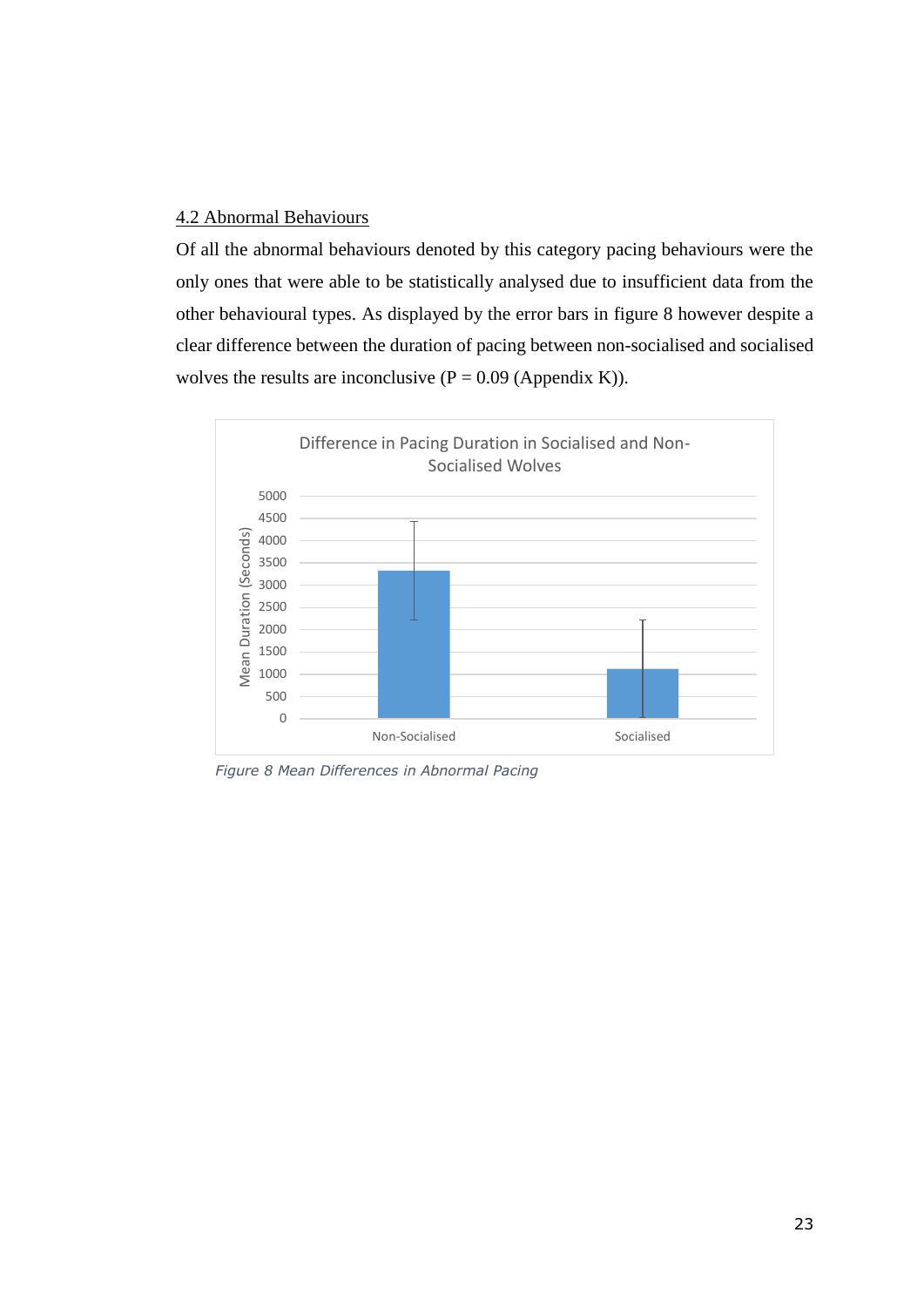## 4.2 Abnormal Behaviours

Of all the abnormal behaviours denoted by this category pacing behaviours were the only ones that were able to be statistically analysed due to insufficient data from the other behavioural types. As displayed by the error bars in figure 8 however despite a clear difference between the duration of pacing between non-socialised and socialised wolves the results are inconclusive (P = 0.09 (Appendix K)).

*Figure 8 Mean Differences in Abnormal Pacing*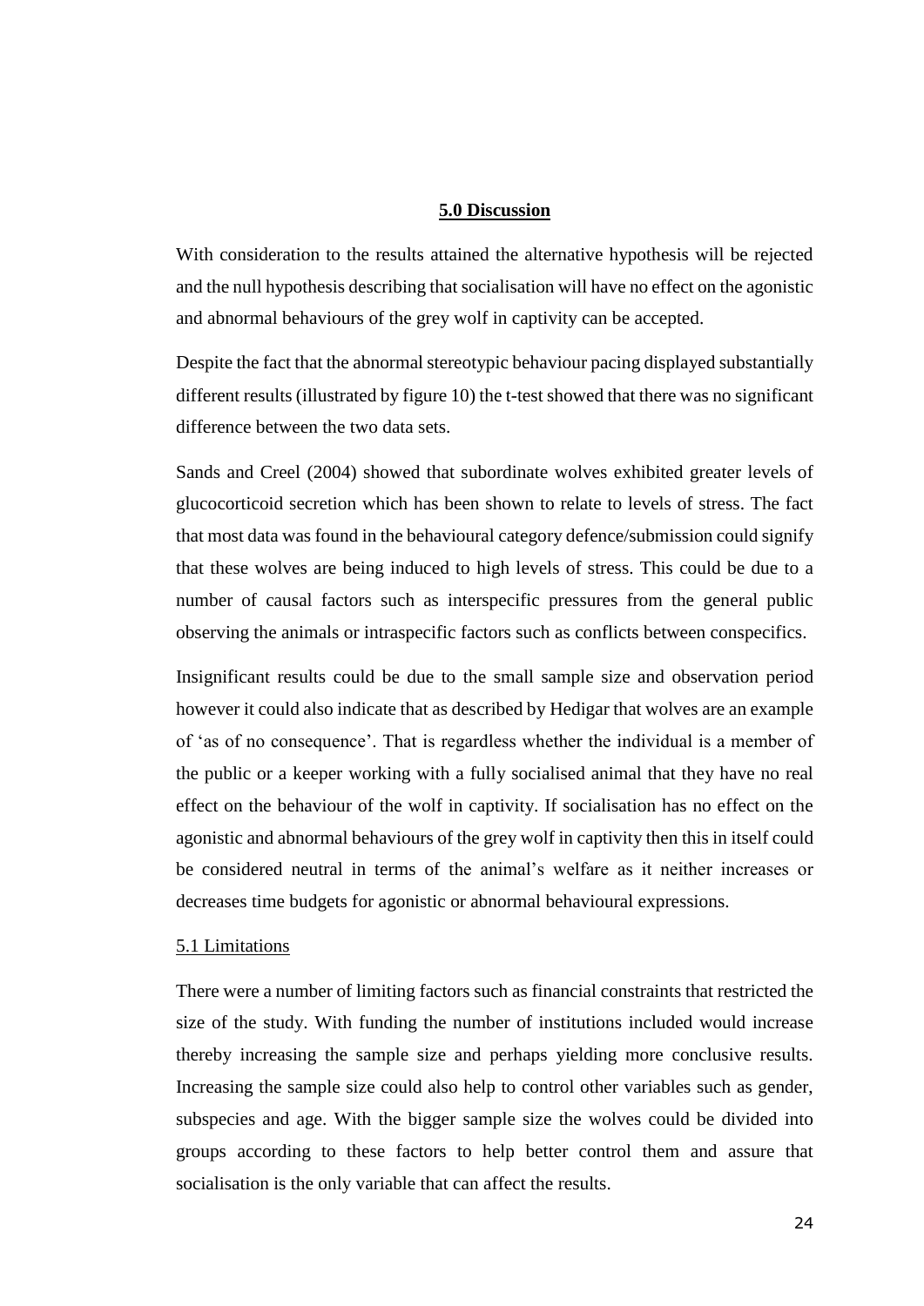## 5.0 Discussion

With consideration to the results attained the alternative hypothesis will be rejected and the null hypothesis describing that socialisation will have no effect on the agonistic and abnormal behaviours of the grey wolf in captivity can be accepted.

Despite the fact that the abnormal stereotypic behaviour pacing displayed substantially different results (illustrated by figure 10) the t-test showed that there was no significant difference between the two data sets.

Sands and Creel (2004) showed that subordinate wolves exhibited greater levels of glucocorticoid secretion which has been shown to relate to levels of stress. The fact that most data was found in the behavioural category defence/submission could signify that these wolves are being induced to high levels of stress. This could be due to a number of causal factors such as interspecific pressures from the general public observing the animals or intraspecific factors such as conflicts between conspecifics.

Insignificant results could be due to the small sample size and observation period however it could also indicate that as described by Hedigar that wolves are an example of 'as of no consequence'. That is regardless whether the individual is a member of the public or a keeper working with a fully socialised animal that they have no real effect on the behaviour of the wolf in captivity. If socialisation has no effect on the agonistic and abnormal behaviours of the grey wolf in captivity then this in itself could be considered neutral in terms of the animal's welfare as it neither increases or decreases time budgets for agonistic or abnormal behavioural expressions.

### 5.1 Limitations

There were a number of limiting factors such as financial constraints that restricted the size of the study. With funding the number of institutions included would increase thereby increasing the sample size and perhaps yielding more conclusive results. Increasing the sample size could also help to control other variables such as gender, subspecies and age. With the bigger sample size the wolves could be divided into groups according to these factors to help better control them and assure that socialisation is the only variable that can affect the results.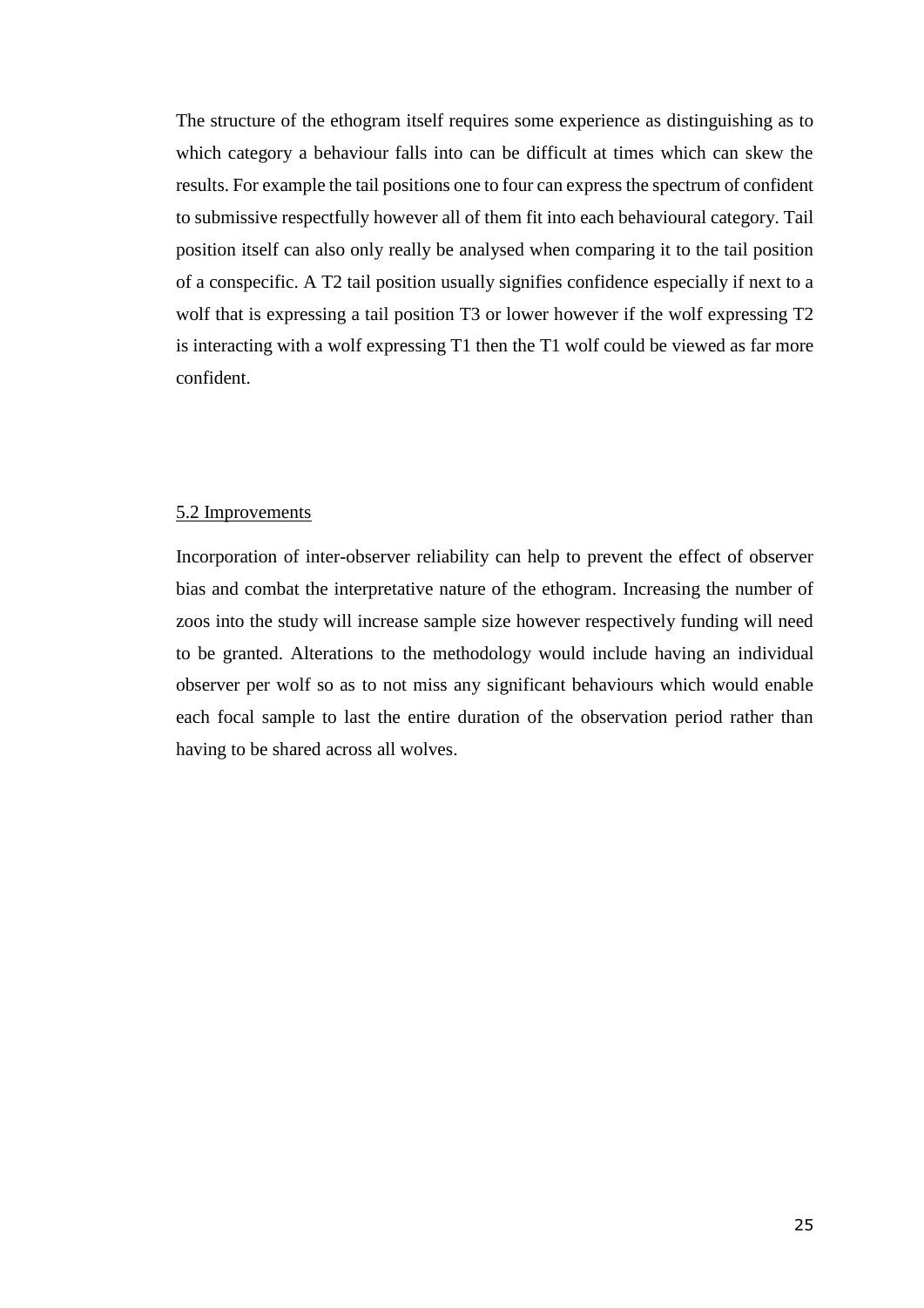The structure of the ethogram itself requires some experience as distinguishing as to which category a behaviour falls into can be difficult at times which can skew the results. For example the tail positions one to four can express the spectrum of confident to submissive respectfully however all of them fit into each behavioural category. Tail position itself can also only really be analysed when comparing it to the tail position of a conspecific. A T2 tail position usually signifies confidence especially if next to a wolf that is expressing a tail position T3 or lower however if the wolf expressing T2 is interacting with a wolf expressing T1 then the T1 wolf could be viewed as far more confident.

## 5.2 Improvements

Incorporation of inter-observer reliability can help to prevent the effect of observer bias and combat the interpretative nature of the ethogram. Increasing the number of zoos into the study will increase sample size however respectively funding will need to be granted. Alterations to the methodology would include having an individual observer per wolf so as to not miss any significant behaviours which would enable each focal sample to last the entire duration of the observation period rather than having to be shared across all wolves.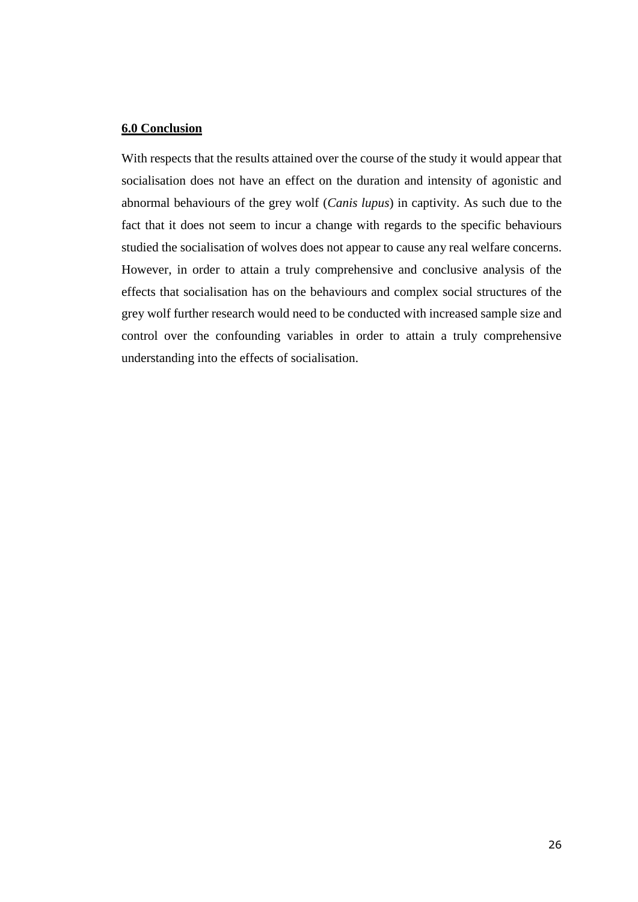## 6.0 Conclusion

With respects that the results attained over the course of the study it would appear that socialisation does not have an effect on the duration and intensity of agonistic and abnormal behaviours of the grey wolf (*Canis lupus*) in captivity. As such due to the fact that it does not seem to incur a change with regards to the specific behaviours studied the socialisation of wolves does not appear to cause any real welfare concerns. However, in order to attain a truly comprehensive and conclusive analysis of the effects that socialisation has on the behaviours and complex social structures of the grey wolf further research would need to be conducted with increased sample size and control over the confounding variables in order to attain a truly comprehensive understanding into the effects of socialisation.